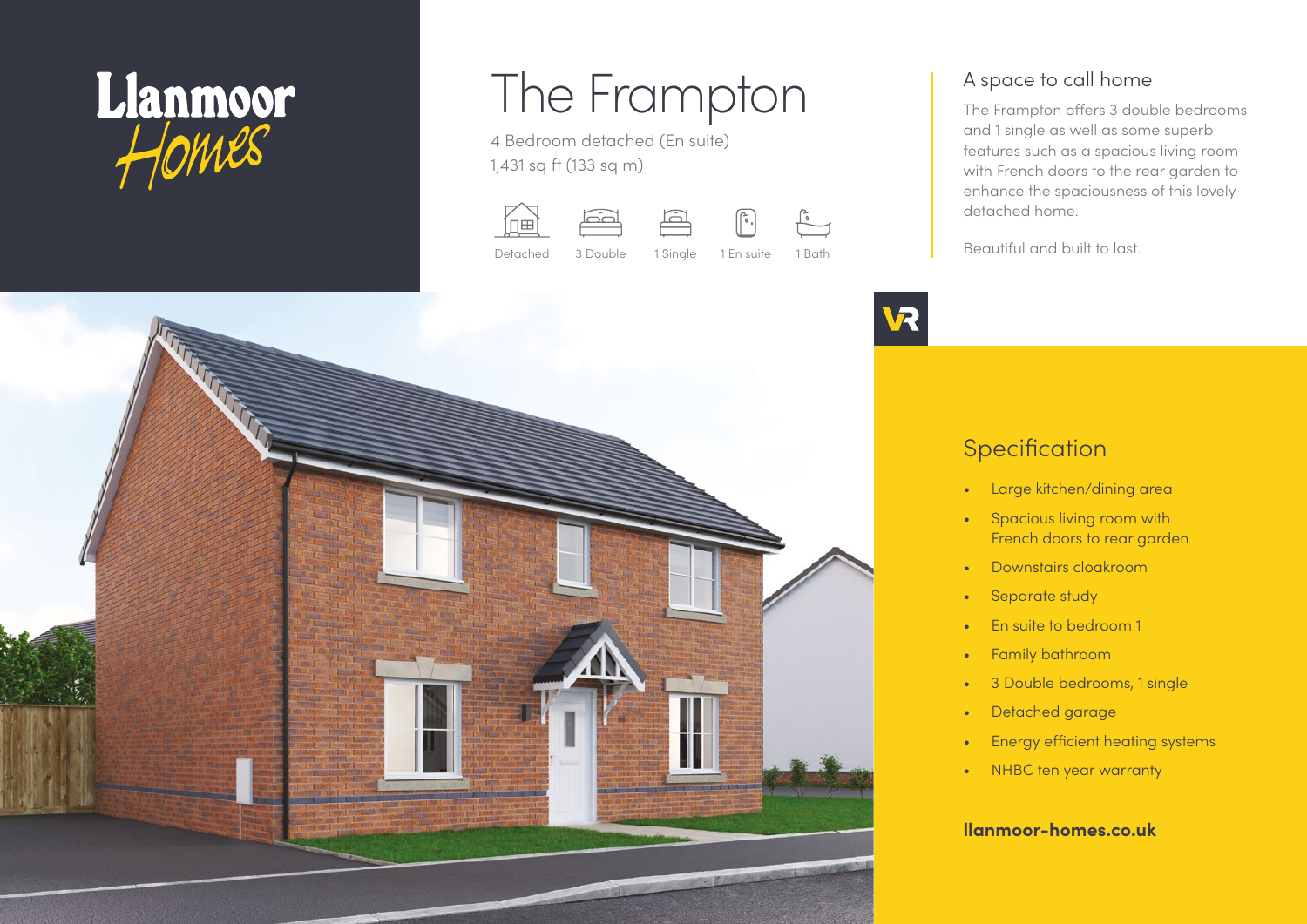Llanmoor Homes

# The Frampton

4 Bedroom detached (En suite)
1,431 sq ft (133 sq m)

Detached | 3 Double | 1 Single | 1 En suite | 1 Bath

## A space to call home

The Frampton offers 3 double bedrooms and 1 single as well as some superb features such as a spacious living room with French doors to the rear garden to enhance the spaciousness of this lovely detached home.

Beautiful and built to last.

## Specification

- Large kitchen/dining area
- Spacious living room with French doors to rear garden
- Downstairs cloakroom
- Separate study
- En suite to bedroom 1
- Family bathroom
- 3 Double bedrooms, 1 single
- Detached garage
- Energy efficient heating systems
- NHBC ten year warranty

**llanmoor-homes.co.uk**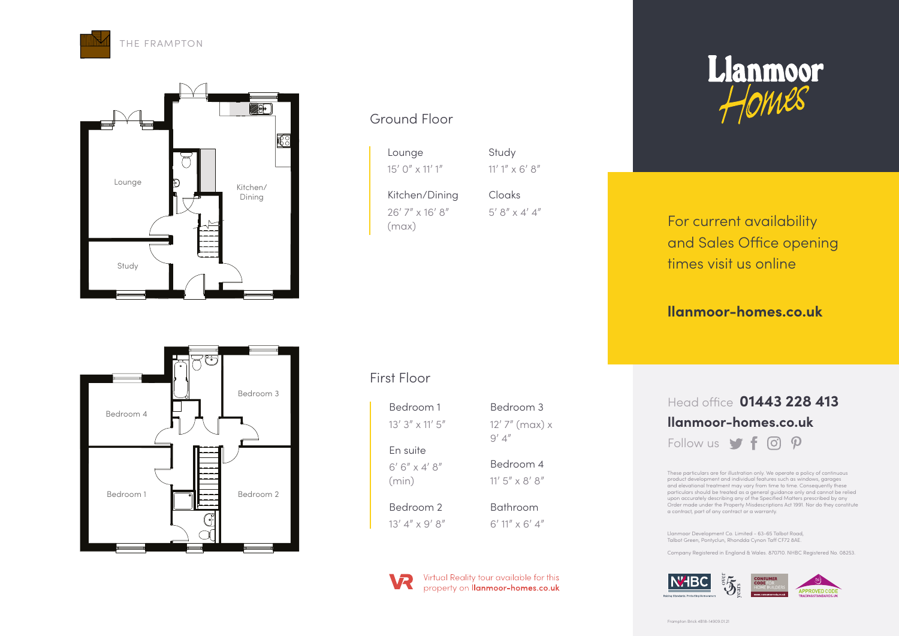THE FRAMPTON

Lounge

Study

Kitchen/ Dining

Bedroom 4

Bedroom 3

Bedroom 1

Bedroom 2

## Ground Floor

Lounge
15′ 0″ x 11′ 1″

Kitchen/Dining
26′ 7″ x 16′ 8″ (max)

Study
11′ 1″ x 6′ 8″

Cloaks
5′ 8″ x 4′ 4″

## First Floor

Bedroom 1
13′ 3″ x 11′ 5″

En suite
6′ 6″ x 4′ 8″ (min)

Bedroom 2
13′ 4″ x 9′ 8″

Bedroom 3
12′ 7″ (max) x 9′ 4″

Bedroom 4
11′ 5″ x 8′ 8″

Bathroom
6′ 11″ x 6′ 4″

Virtual Reality tour available for this property on **llanmoor-homes.co.uk**

Llanmoor Homes

For current availability and Sales Office opening times visit us online

**llanmoor-homes.co.uk**

Head office **01443 228 413**

**llanmoor-homes.co.uk**

Follow us

These particulars are for illustration only. We operate a policy of continuous product development and individual features such as windows, garages and elevational treatment may vary from time to time. Consequently these particulars should be treated as a general guidance only and cannot be relied upon accurately describing any of the Specified Matters prescribed by any Order made under the Property Misdescriptions Act 1991. Nor do they constitute a contract, part of any contract or a warranty.

Llanmoor Development Co. Limited - 63-65 Talbot Road, Talbot Green, Pontyclun, Rhondda Cynon Taff CF72 8AE.

Company Registered in England & Wales. 870710. NHBC Registered No. 08253.

NHBC Raising Standards. Protecting Homeowners

over 35 years

CONSUMER CODE FOR HOME BUILDERS

APPROVED CODE TRADINGSTANDARDS.UK

Frampton Brick 4818-14909.01.21